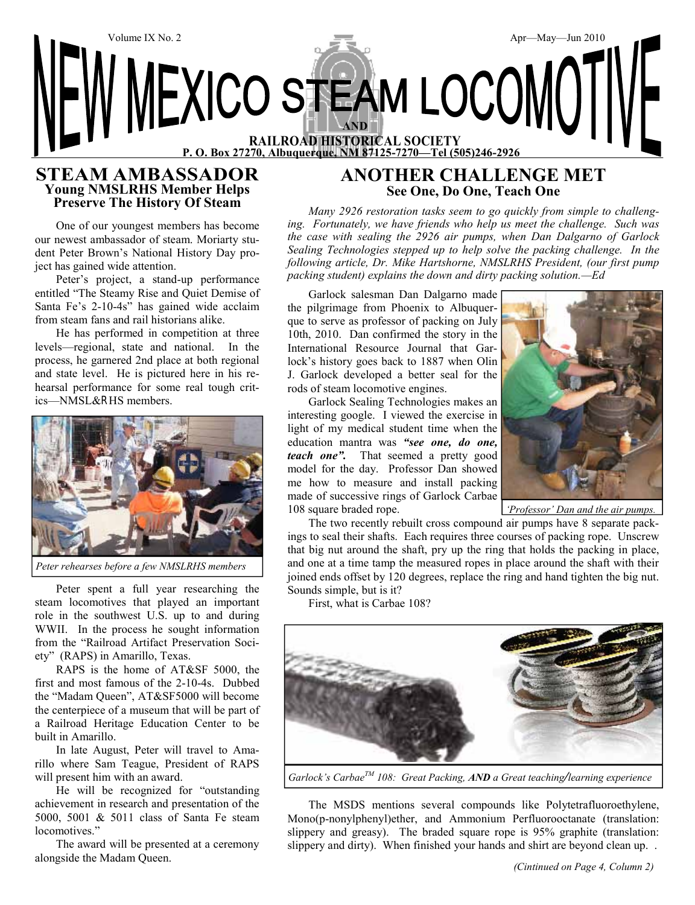Volume IX No. 2 Apr—May—Jun 2010

# NEW MEXICO STEAM LOCOMOTIVE AND RAILROAD HISTORICAL SOCIETY

**P. O. Box 27270, Albuquerque, NM 87125-7270—Tel (505)246-2926**

## STEAM AMBASSADOR

### Young NMSLRHS Member Helps Preserve The History Of Steam

One of our youngest members has become our newest ambassador of steam. Moriarty student Peter Brown's National History Day project has gained wide attention.

Peter's project, a stand-up performance entitled "The Steamy Rise and Quiet Demise of Santa Fe's 2-10-4s" has gained wide acclaim from steam fans and rail historians alike.

He has performed in competition at three levels—regional, state and national. In the process, he garnered 2nd place at both regional and state level. He is pictured here in his rehearsal performance for some real tough critics—NMSL&RHS members.

*Peter rehearses before a few NMSLRHS members*

Peter spent a full year researching the steam locomotives that played an important role in the southwest U.S. up to and during WWII. In the process he sought information from the "Railroad Artifact Preservation Society" (RAPS) in Amarillo, Texas.

RAPS is the home of AT&SF 5000, the first and most famous of the 2-10-4s. Dubbed the "Madam Queen", AT&SF5000 will become the centerpiece of a museum that will be part of a Railroad Heritage Education Center to be built in Amarillo.

In late August, Peter will travel to Amarillo where Sam Teague, President of RAPS will present him with an award.

He will be recognized for "outstanding achievement in research and presentation of the 5000, 5001 & 5011 class of Santa Fe steam locomotives."

The award will be presented at a ceremony alongside the Madam Queen.

## ANOTHER CHALLENGE MET

### See One, Do One, Teach One

*Many 2926 restoration tasks seem to go quickly from simple to challenging. Fortunately, we have friends who help us meet the challenge. Such was the case with sealing the 2926 air pumps, when Dan Dalgarno of Garlock Sealing Technologies stepped up to help solve the packing challenge. In the following article, Dr. Mike Hartshorne, NMSLRHS President, (our first pump packing student) explains the down and dirty packing solution.—Ed*

Garlock salesman Dan Dalgarno made the pilgrimage from Phoenix to Albuquerque to serve as professor of packing on July 10th, 2010. Dan confirmed the story in the International Resource Journal that Garlock's history goes back to 1887 when Olin J. Garlock developed a better seal for the rods of steam locomotive engines.

*'Professor' Dan and the air pumps.*

Garlock Sealing Technologies makes an interesting google. I viewed the exercise in light of my medical student time when the education mantra was ***"see one, do one, teach one".*** That seemed a pretty good model for the day. Professor Dan showed me how to measure and install packing made of successive rings of Garlock Carbae 108 square braded rope.

The two recently rebuilt cross compound air pumps have 8 separate packings to seal their shafts. Each requires three courses of packing rope. Unscrew that big nut around the shaft, pry up the ring that holds the packing in place, and one at a time tamp the measured ropes in place around the shaft with their joined ends offset by 120 degrees, replace the ring and hand tighten the big nut. Sounds simple, but is it?

First, what is Carbae 108?

*Garlock's Carbae™ 108: Great Packing, **AND** a Great teaching/learning experience*

The MSDS mentions several compounds like Polytetrafluoroethylene, Mono(p-nonylphenyl)ether, and Ammonium Perfluorooctanate (translation: slippery and greasy). The braded square rope is 95% graphite (translation: slippery and dirty). When finished your hands and shirt are beyond clean up. .

*(Cintinued on Page 4, Column 2)*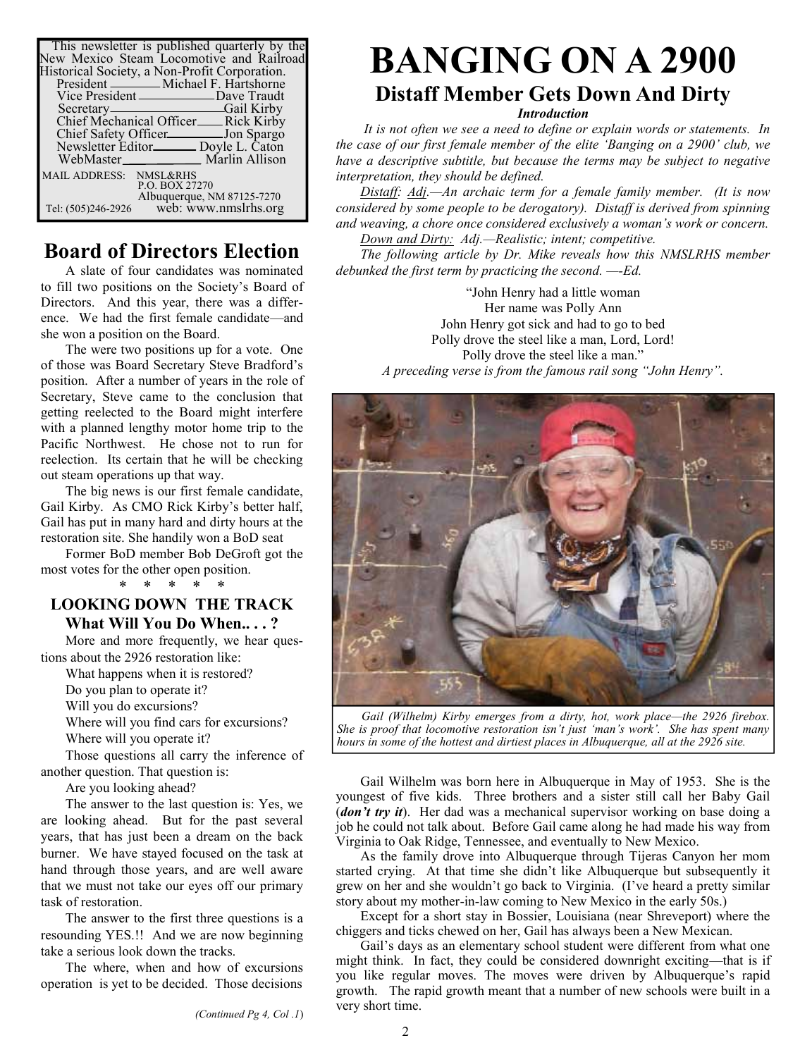This newsletter is published quarterly by the New Mexico Steam Locomotive and Railroad Historical Society, a Non-Profit Corporation.

President ——— Michael F. Hartshorne
Vice President ——— Dave Traudt
Secretary ——— Gail Kirby
Chief Mechanical Officer ——— Rick Kirby
Chief Safety Officer ——— Jon Spargo
Newsletter Editor ——— Doyle L. Caton
WebMaster ——— Marlin Allison

MAIL ADDRESS: NMSL&RHS
P.O. BOX 27270
Albuquerque, NM 87125-7270
Tel: (505)246-2926 web: www.nmslrhs.org

## Board of Directors Election

A slate of four candidates was nominated to fill two positions on the Society's Board of Directors. And this year, there was a difference. We had the first female candidate—and she won a position on the Board.

The were two positions up for a vote. One of those was Board Secretary Steve Bradford's position. After a number of years in the role of Secretary, Steve came to the conclusion that getting reelected to the Board might interfere with a planned lengthy motor home trip to the Pacific Northwest. He chose not to run for reelection. Its certain that he will be checking out steam operations up that way.

The big news is our first female candidate, Gail Kirby. As CMO Rick Kirby's better half, Gail has put in many hard and dirty hours at the restoration site. She handily won a BoD seat

Former BoD member Bob DeGroft got the most votes for the other open position.

\* \* \* \* \*

### LOOKING DOWN THE TRACK
### What Will You Do When.. . . ?

More and more frequently, we hear questions about the 2926 restoration like:

What happens when it is restored?

Do you plan to operate it?

Will you do excursions?

Where will you find cars for excursions?

Where will you operate it?

Those questions all carry the inference of another question. That question is:

Are you looking ahead?

The answer to the last question is: Yes, we are looking ahead. But for the past several years, that has just been a dream on the back burner. We have stayed focused on the task at hand through those years, and are well aware that we must not take our eyes off our primary task of restoration.

The answer to the first three questions is a resounding YES.!! And we are now beginning take a serious look down the tracks.

The where, when and how of excursions operation is yet to be decided. Those decisions

*(Continued Pg 4, Col .1)*

# BANGING ON A 2900

## Distaff Member Gets Down And Dirty

***Introduction***

*It is not often we see a need to define or explain words or statements. In the case of our first female member of the elite 'Banging on a 2900' club, we have a descriptive subtitle, but because the terms may be subject to negative interpretation, they should be defined.*

*<u>Distaff</u>: <u>Adj</u>.—An archaic term for a female family member. (It is now considered by some people to be derogatory). Distaff is derived from spinning and weaving, a chore once considered exclusively a woman's work or concern.*

*<u>Down and Dirty:</u> Adj.—Realistic; intent; competitive.*

*The following article by Dr. Mike reveals how this NMSLRHS member debunked the first term by practicing the second. —-Ed.*

"John Henry had a little woman
Her name was Polly Ann
John Henry got sick and had to go to bed
Polly drove the steel like a man, Lord, Lord!
Polly drove the steel like a man."
*A preceding verse is from the famous rail song "John Henry".*

*Gail (Wilhelm) Kirby emerges from a dirty, hot, work place—the 2926 firebox. She is proof that locomotive restoration isn't just 'man's work'. She has spent many hours in some of the hottest and dirtiest places in Albuquerque, all at the 2926 site.*

Gail Wilhelm was born here in Albuquerque in May of 1953. She is the youngest of five kids. Three brothers and a sister still call her Baby Gail (***don't try it***). Her dad was a mechanical supervisor working on base doing a job he could not talk about. Before Gail came along he had made his way from Virginia to Oak Ridge, Tennessee, and eventually to New Mexico.

As the family drove into Albuquerque through Tijeras Canyon her mom started crying. At that time she didn't like Albuquerque but subsequently it grew on her and she wouldn't go back to Virginia. (I've heard a pretty similar story about my mother-in-law coming to New Mexico in the early 50s.)

Except for a short stay in Bossier, Louisiana (near Shreveport) where the chiggers and ticks chewed on her, Gail has always been a New Mexican.

Gail's days as an elementary school student were different from what one might think. In fact, they could be considered downright exciting—that is if you like regular moves. The moves were driven by Albuquerque's rapid growth. The rapid growth meant that a number of new schools were built in a very short time.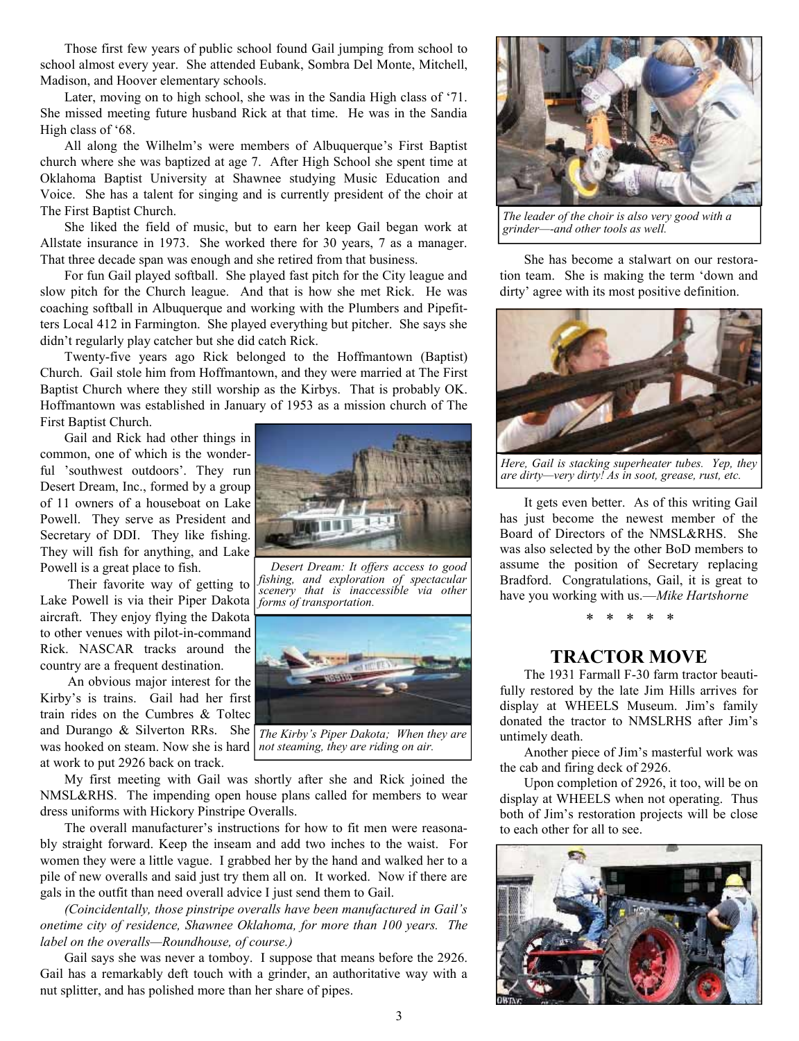Those first few years of public school found Gail jumping from school to school almost every year. She attended Eubank, Sombra Del Monte, Mitchell, Madison, and Hoover elementary schools.

Later, moving on to high school, she was in the Sandia High class of '71. She missed meeting future husband Rick at that time. He was in the Sandia High class of '68.

All along the Wilhelm's were members of Albuquerque's First Baptist church where she was baptized at age 7. After High School she spent time at Oklahoma Baptist University at Shawnee studying Music Education and Voice. She has a talent for singing and is currently president of the choir at The First Baptist Church.

She liked the field of music, but to earn her keep Gail began work at Allstate insurance in 1973. She worked there for 30 years, 7 as a manager. That three decade span was enough and she retired from that business.

For fun Gail played softball. She played fast pitch for the City league and slow pitch for the Church league. And that is how she met Rick. He was coaching softball in Albuquerque and working with the Plumbers and Pipefitters Local 412 in Farmington. She played everything but pitcher. She says she didn't regularly play catcher but she did catch Rick.

Twenty-five years ago Rick belonged to the Hoffmantown (Baptist) Church. Gail stole him from Hoffmantown, and they were married at The First Baptist Church where they still worship as the Kirbys. That is probably OK. Hoffmantown was established in January of 1953 as a mission church of The First Baptist Church.

Gail and Rick had other things in common, one of which is the wonderful 'southwest outdoors'. They run Desert Dream, Inc., formed by a group of 11 owners of a houseboat on Lake Powell. They serve as President and Secretary of DDI. They like fishing. They will fish for anything, and Lake Powell is a great place to fish.

*Desert Dream: It offers access to good fishing, and exploration of spectacular scenery that is inaccessible via other forms of transportation.*

Their favorite way of getting to Lake Powell is via their Piper Dakota aircraft. They enjoy flying the Dakota to other venues with pilot-in-command Rick. NASCAR tracks around the country are a frequent destination.

*The Kirby's Piper Dakota; When they are not steaming, they are riding on air.*

An obvious major interest for the Kirby's is trains. Gail had her first train rides on the Cumbres & Toltec and Durango & Silverton RRs. She was hooked on steam. Now she is hard at work to put 2926 back on track.

My first meeting with Gail was shortly after she and Rick joined the NMSL&RHS. The impending open house plans called for members to wear dress uniforms with Hickory Pinstripe Overalls.

The overall manufacturer's instructions for how to fit men were reasonably straight forward. Keep the inseam and add two inches to the waist. For women they were a little vague. I grabbed her by the hand and walked her to a pile of new overalls and said just try them all on. It worked. Now if there are gals in the outfit than need overall advice I just send them to Gail.

*(Coincidentally, those pinstripe overalls have been manufactured in Gail's onetime city of residence, Shawnee Oklahoma, for more than 100 years. The label on the overalls—Roundhouse, of course.)*

Gail says she was never a tomboy. I suppose that means before the 2926. Gail has a remarkably deft touch with a grinder, an authoritative way with a nut splitter, and has polished more than her share of pipes.

*The leader of the choir is also very good with a grinder—-and other tools as well.*

She has become a stalwart on our restoration team. She is making the term 'down and dirty' agree with its most positive definition.

*Here, Gail is stacking superheater tubes. Yep, they are dirty—very dirty! As in soot, grease, rust, etc.*

It gets even better. As of this writing Gail has just become the newest member of the Board of Directors of the NMSL&RHS. She was also selected by the other BoD members to assume the position of Secretary replacing Bradford. Congratulations, Gail, it is great to have you working with us.—*Mike Hartshorne*

\* \* \* \* \*

## TRACTOR MOVE

The 1931 Farmall F-30 farm tractor beautifully restored by the late Jim Hills arrives for display at WHEELS Museum. Jim's family donated the tractor to NMSLRHS after Jim's untimely death.

Another piece of Jim's masterful work was the cab and firing deck of 2926.

Upon completion of 2926, it too, will be on display at WHEELS when not operating. Thus both of Jim's restoration projects will be close to each other for all to see.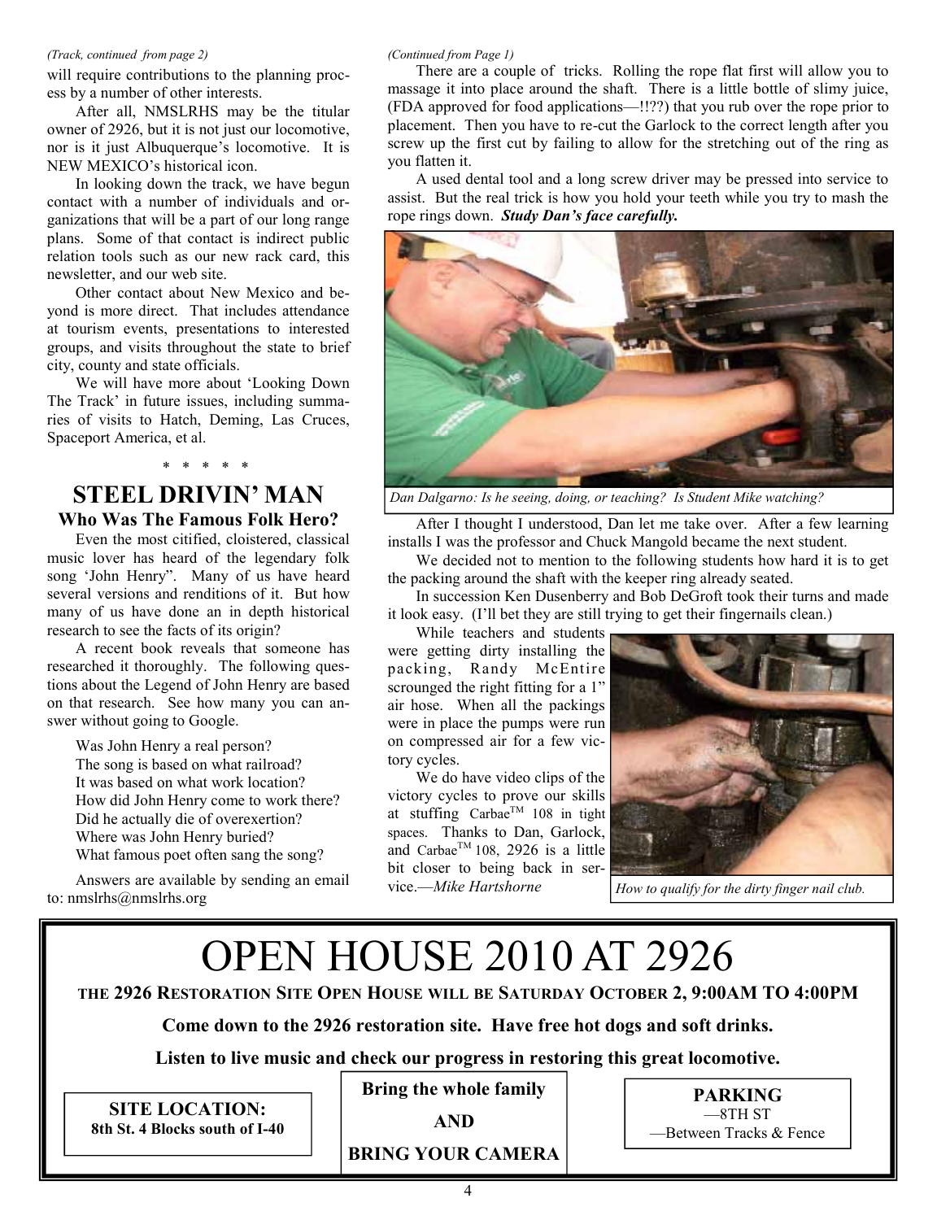*(Track, continued from page 2)*

will require contributions to the planning process by a number of other interests.

After all, NMSLRHS may be the titular owner of 2926, but it is not just our locomotive, nor is it just Albuquerque's locomotive. It is NEW MEXICO's historical icon.

In looking down the track, we have begun contact with a number of individuals and organizations that will be a part of our long range plans. Some of that contact is indirect public relation tools such as our new rack card, this newsletter, and our web site.

Other contact about New Mexico and beyond is more direct. That includes attendance at tourism events, presentations to interested groups, and visits throughout the state to brief city, county and state officials.

We will have more about 'Looking Down The Track' in future issues, including summaries of visits to Hatch, Deming, Las Cruces, Spaceport America, et al.

\* \* \* \* \*

## STEEL DRIVIN' MAN

### Who Was The Famous Folk Hero?

Even the most citified, cloistered, classical music lover has heard of the legendary folk song 'John Henry". Many of us have heard several versions and renditions of it. But how many of us have done an in depth historical research to see the facts of its origin?

A recent book reveals that someone has researched it thoroughly. The following questions about the Legend of John Henry are based on that research. See how many you can answer without going to Google.

Was John Henry a real person?
The song is based on what railroad?
It was based on what work location?
How did John Henry come to work there?
Did he actually die of overexertion?
Where was John Henry buried?
What famous poet often sang the song?

Answers are available by sending an email to: nmslrhs@nmslrhs.org

*(Continued from Page 1)*

There are a couple of tricks. Rolling the rope flat first will allow you to massage it into place around the shaft. There is a little bottle of slimy juice, (FDA approved for food applications—!!??) that you rub over the rope prior to placement. Then you have to re-cut the Garlock to the correct length after you screw up the first cut by failing to allow for the stretching out of the ring as you flatten it.

A used dental tool and a long screw driver may be pressed into service to assist. But the real trick is how you hold your teeth while you try to mash the rope rings down. ***Study Dan's face carefully.***

*Dan Dalgarno: Is he seeing, doing, or teaching? Is Student Mike watching?*

After I thought I understood, Dan let me take over. After a few learning installs I was the professor and Chuck Mangold became the next student.

We decided not to mention to the following students how hard it is to get the packing around the shaft with the keeper ring already seated.

In succession Ken Dusenberry and Bob DeGroft took their turns and made it look easy. (I'll bet they are still trying to get their fingernails clean.)

While teachers and students were getting dirty installing the packing, Randy McEntire scrounged the right fitting for a 1" air hose. When all the packings were in place the pumps were run on compressed air for a few victory cycles.

We do have video clips of the victory cycles to prove our skills at stuffing Carbae™ 108 in tight spaces. Thanks to Dan, Garlock, and Carbae™ 108, 2926 is a little bit closer to being back in service.—*Mike Hartshorne*

*How to qualify for the dirty finger nail club.*

# OPEN HOUSE 2010 AT 2926

**THE 2926 RESTORATION SITE OPEN HOUSE WILL BE SATURDAY OCTOBER 2, 9:00AM TO 4:00PM**

**Come down to the 2926 restoration site. Have free hot dogs and soft drinks.**

**Listen to live music and check our progress in restoring this great locomotive.**

**SITE LOCATION:**
**8th St. 4 Blocks south of I-40**

**Bring the whole family**

**AND**

**BRING YOUR CAMERA**

**PARKING**
—8TH ST
—Between Tracks & Fence